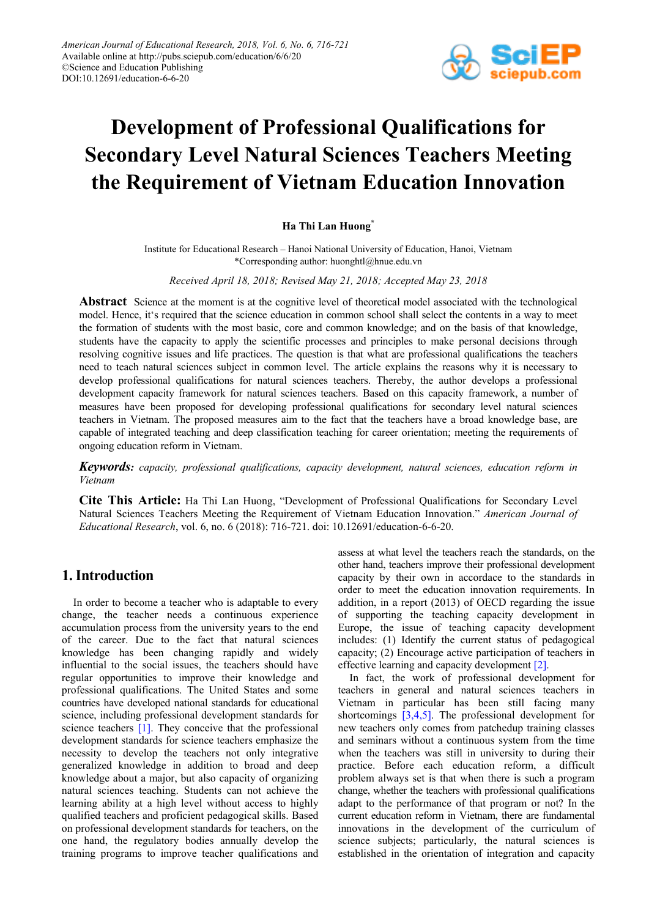# Development of Professional Qualifications for Secondary Level Natural Sciences Teachers Meeting the Requirement of Vietnam Education Innovation

**Ha Thi Lan Huong***

Institute for Educational Research – Hanoi National University of Education, Hanoi, Vietnam
*Corresponding author: huonghtl@hnue.edu.vn

*Received April 18, 2018; Revised May 21, 2018; Accepted May 23, 2018*

**Abstract** Science at the moment is at the cognitive level of theoretical model associated with the technological model. Hence, it's required that the science education in common school shall select the contents in a way to meet the formation of students with the most basic, core and common knowledge; and on the basis of that knowledge, students have the capacity to apply the scientific processes and principles to make personal decisions through resolving cognitive issues and life practices. The question is that what are professional qualifications the teachers need to teach natural sciences subject in common level. The article explains the reasons why it is necessary to develop professional qualifications for natural sciences teachers. Thereby, the author develops a professional development capacity framework for natural sciences teachers. Based on this capacity framework, a number of measures have been proposed for developing professional qualifications for secondary level natural sciences teachers in Vietnam. The proposed measures aim to the fact that the teachers have a broad knowledge base, are capable of integrated teaching and deep classification teaching for career orientation; meeting the requirements of ongoing education reform in Vietnam.

***Keywords:*** *capacity, professional qualifications, capacity development, natural sciences, education reform in Vietnam*

**Cite This Article:** Ha Thi Lan Huong, "Development of Professional Qualifications for Secondary Level Natural Sciences Teachers Meeting the Requirement of Vietnam Education Innovation." *American Journal of Educational Research*, vol. 6, no. 6 (2018): 716-721. doi: 10.12691/education-6-6-20.

## 1. Introduction

In order to become a teacher who is adaptable to every change, the teacher needs a continuous experience accumulation process from the university years to the end of the career. Due to the fact that natural sciences knowledge has been changing rapidly and widely influential to the social issues, the teachers should have regular opportunities to improve their knowledge and professional qualifications. The United States and some countries have developed national standards for educational science, including professional development standards for science teachers [1]. They conceive that the professional development standards for science teachers emphasize the necessity to develop the teachers not only integrative generalized knowledge in addition to broad and deep knowledge about a major, but also capacity of organizing natural sciences teaching. Students can not achieve the learning ability at a high level without access to highly qualified teachers and proficient pedagogical skills. Based on professional development standards for teachers, on the one hand, the regulatory bodies annually develop the training programs to improve teacher qualifications and assess at what level the teachers reach the standards, on the other hand, teachers improve their professional development capacity by their own in accordace to the standards in order to meet the education innovation requirements. In addition, in a report (2013) of OECD regarding the issue of supporting the teaching capacity development in Europe, the issue of teaching capacity development includes: (1) Identify the current status of pedagogical capacity; (2) Encourage active participation of teachers in effective learning and capacity development [2].

In fact, the work of professional development for teachers in general and natural sciences teachers in Vietnam in particular has been still facing many shortcomings [3,4,5]. The professional development for new teachers only comes from patchedup training classes and seminars without a continuous system from the time when the teachers was still in university to during their practice. Before each education reform, a difficult problem always set is that when there is such a program change, whether the teachers with professional qualifications adapt to the performance of that program or not? In the current education reform in Vietnam, there are fundamental innovations in the development of the curriculum of science subjects; particularly, the natural sciences is established in the orientation of integration and capacity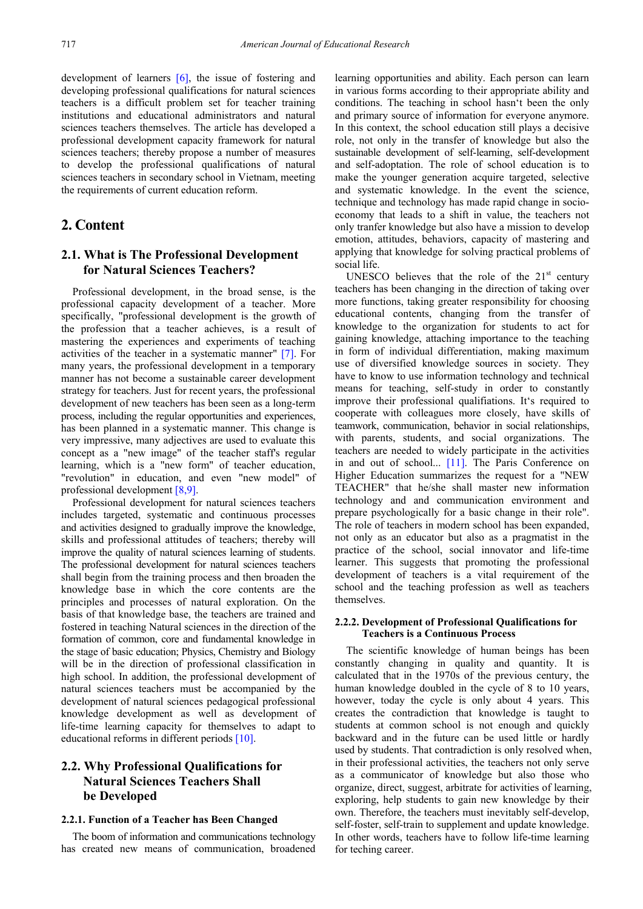development of learners [6], the issue of fostering and developing professional qualifications for natural sciences teachers is a difficult problem set for teacher training institutions and educational administrators and natural sciences teachers themselves. The article has developed a professional development capacity framework for natural sciences teachers; thereby propose a number of measures to develop the professional qualifications of natural sciences teachers in secondary school in Vietnam, meeting the requirements of current education reform.

## 2. Content

### 2.1. What is The Professional Development for Natural Sciences Teachers?

Professional development, in the broad sense, is the professional capacity development of a teacher. More specifically, "professional development is the growth of the profession that a teacher achieves, is a result of mastering the experiences and experiments of teaching activities of the teacher in a systematic manner" [7]. For many years, the professional development in a temporary manner has not become a sustainable career development strategy for teachers. Just for recent years, the professional development of new teachers has been seen as a long-term process, including the regular opportunities and experiences, has been planned in a systematic manner. This change is very impressive, many adjectives are used to evaluate this concept as a "new image" of the teacher staff's regular learning, which is a "new form" of teacher education, "revolution" in education, and even "new model" of professional development [8,9].

Professional development for natural sciences teachers includes targeted, systematic and continuous processes and activities designed to gradually improve the knowledge, skills and professional attitudes of teachers; thereby will improve the quality of natural sciences learning of students. The professional development for natural sciences teachers shall begin from the training process and then broaden the knowledge base in which the core contents are the principles and processes of natural exploration. On the basis of that knowledge base, the teachers are trained and fostered in teaching Natural sciences in the direction of the formation of common, core and fundamental knowledge in the stage of basic education; Physics, Chemistry and Biology will be in the direction of professional classification in high school. In addition, the professional development of natural sciences teachers must be accompanied by the development of natural sciences pedagogical professional knowledge development as well as development of life-time learning capacity for themselves to adapt to educational reforms in different periods [10].

### 2.2. Why Professional Qualifications for Natural Sciences Teachers Shall be Developed

#### 2.2.1. Function of a Teacher has Been Changed

The boom of information and communications technology has created new means of communication, broadened learning opportunities and ability. Each person can learn in various forms according to their appropriate ability and conditions. The teaching in school hasn't been the only and primary source of information for everyone anymore. In this context, the school education still plays a decisive role, not only in the transfer of knowledge but also the sustainable development of self-learning, self-development and self-adoptation. The role of school education is to make the younger generation acquire targeted, selective and systematic knowledge. In the event the science, technique and technology has made rapid change in socio-economy that leads to a shift in value, the teachers not only tranfer knowledge but also have a mission to develop emotion, attitudes, behaviors, capacity of mastering and applying that knowledge for solving practical problems of social life.

UNESCO believes that the role of the 21st century teachers has been changing in the direction of taking over more functions, taking greater responsibility for choosing educational contents, changing from the transfer of knowledge to the organization for students to act for gaining knowledge, attaching importance to the teaching in form of individual differentiation, making maximum use of diversified knowledge sources in society. They have to know to use information technology and technical means for teaching, self-study in order to constantly improve their professional qualifiations. It's required to cooperate with colleagues more closely, have skills of teamwork, communication, behavior in social relationships, with parents, students, and social organizations. The teachers are needed to widely participate in the activities in and out of school... [11]. The Paris Conference on Higher Education summarizes the request for a "NEW TEACHER" that he/she shall master new information technology and and communication environment and prepare psychologically for a basic change in their role". The role of teachers in modern school has been expanded, not only as an educator but also as a pragmatist in the practice of the school, social innovator and life-time learner. This suggests that promoting the professional development of teachers is a vital requirement of the school and the teaching profession as well as teachers themselves.

#### 2.2.2. Development of Professional Qualifications for Teachers is a Continuous Process

The scientific knowledge of human beings has been constantly changing in quality and quantity. It is calculated that in the 1970s of the previous century, the human knowledge doubled in the cycle of 8 to 10 years, however, today the cycle is only about 4 years. This creates the contradiction that knowledge is taught to students at common school is not enough and quickly backward and in the future can be used little or hardly used by students. That contradiction is only resolved when, in their professional activities, the teachers not only serve as a communicator of knowledge but also those who organize, direct, suggest, arbitrate for activities of learning, exploring, help students to gain new knowledge by their own. Therefore, the teachers must inevitably self-develop, self-foster, self-train to supplement and update knowledge. In other words, teachers have to follow life-time learning for teching career.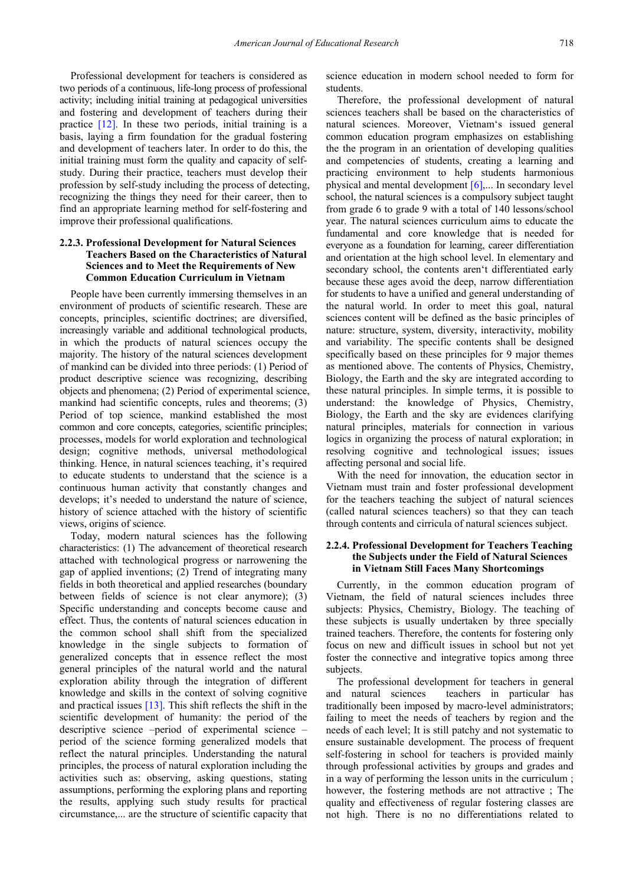Professional development for teachers is considered as two periods of a continuous, life-long process of professional activity; including initial training at pedagogical universities and fostering and development of teachers during their practice [12]. In these two periods, initial training is a basis, laying a firm foundation for the gradual fostering and development of teachers later. In order to do this, the initial training must form the quality and capacity of self-study. During their practice, teachers must develop their profession by self-study including the process of detecting, recognizing the things they need for their career, then to find an appropriate learning method for self-fostering and improve their professional qualifications.

### 2.2.3. Professional Development for Natural Sciences Teachers Based on the Characteristics of Natural Sciences and to Meet the Requirements of New Common Education Curriculum in Vietnam

People have been currently immersing themselves in an environment of products of scientific research. These are concepts, principles, scientific doctrines; are diversified, increasingly variable and additional technological products, in which the products of natural sciences occupy the majority. The history of the natural sciences development of mankind can be divided into three periods: (1) Period of product descriptive science was recognizing, describing objects and phenomena; (2) Period of experimental science, mankind had scientific concepts, rules and theorems; (3) Period of top science, mankind established the most common and core concepts, categories, scientific principles; processes, models for world exploration and technological design; cognitive methods, universal methodological thinking. Hence, in natural sciences teaching, it's required to educate students to understand that the science is a continuous human activity that constantly changes and develops; it's needed to understand the nature of science, history of science attached with the history of scientific views, origins of science.

Today, modern natural sciences has the following characteristics: (1) The advancement of theoretical research attached with technological progress or narrowening the gap of applied inventions; (2) Trend of integrating many fields in both theoretical and applied researches (boundary between fields of science is not clear anymore); (3) Specific understanding and concepts become cause and effect. Thus, the contents of natural sciences education in the common school shall shift from the specialized knowledge in the single subjects to formation of generalized concepts that in essence reflect the most general principles of the natural world and the natural exploration ability through the integration of different knowledge and skills in the context of solving cognitive and practical issues [13]. This shift reflects the shift in the scientific development of humanity: the period of the descriptive science –period of experimental science – period of the science forming generalized models that reflect the natural principles. Understanding the natural principles, the process of natural exploration including the activities such as: observing, asking questions, stating assumptions, performing the exploring plans and reporting the results, applying such study results for practical circumstance,... are the structure of scientific capacity that science education in modern school needed to form for students.

Therefore, the professional development of natural sciences teachers shall be based on the characteristics of natural sciences. Moreover, Vietnam's issued general common education program emphasizes on establishing the the program in an orientation of developing qualities and competencies of students, creating a learning and practicing environment to help students harmonious physical and mental development [6],... In secondary level school, the natural sciences is a compulsory subject taught from grade 6 to grade 9 with a total of 140 lessons/school year. The natural sciences curriculum aims to educate the fundamental and core knowledge that is needed for everyone as a foundation for learning, career differentiation and orientation at the high school level. In elementary and secondary school, the contents aren't differentiated early because these ages avoid the deep, narrow differentiation for students to have a unified and general understanding of the natural world. In order to meet this goal, natural sciences content will be defined as the basic principles of nature: structure, system, diversity, interactivity, mobility and variability. The specific contents shall be designed specifically based on these principles for 9 major themes as mentioned above. The contents of Physics, Chemistry, Biology, the Earth and the sky are integrated according to these natural principles. In simple terms, it is possible to understand: the knowledge of Physics, Chemistry, Biology, the Earth and the sky are evidences clarifying natural principles, materials for connection in various logics in organizing the process of natural exploration; in resolving cognitive and technological issues; issues affecting personal and social life.

With the need for innovation, the education sector in Vietnam must train and foster professional development for the teachers teaching the subject of natural sciences (called natural sciences teachers) so that they can teach through contents and cirricula of natural sciences subject.

### 2.2.4. Professional Development for Teachers Teaching the Subjects under the Field of Natural Sciences in Vietnam Still Faces Many Shortcomings

Currently, in the common education program of Vietnam, the field of natural sciences includes three subjects: Physics, Chemistry, Biology. The teaching of these subjects is usually undertaken by three specially trained teachers. Therefore, the contents for fostering only focus on new and difficult issues in school but not yet foster the connective and integrative topics among three subjects.

The professional development for teachers in general and natural sciences teachers in particular has traditionally been imposed by macro-level administrators; failing to meet the needs of teachers by region and the needs of each level; It is still patchy and not systematic to ensure sustainable development. The process of frequent self-fostering in school for teachers is provided mainly through professional activities by groups and grades and in a way of performing the lesson units in the curriculum ; however, the fostering methods are not attractive ; The quality and effectiveness of regular fostering classes are not high. There is no no differentiations related to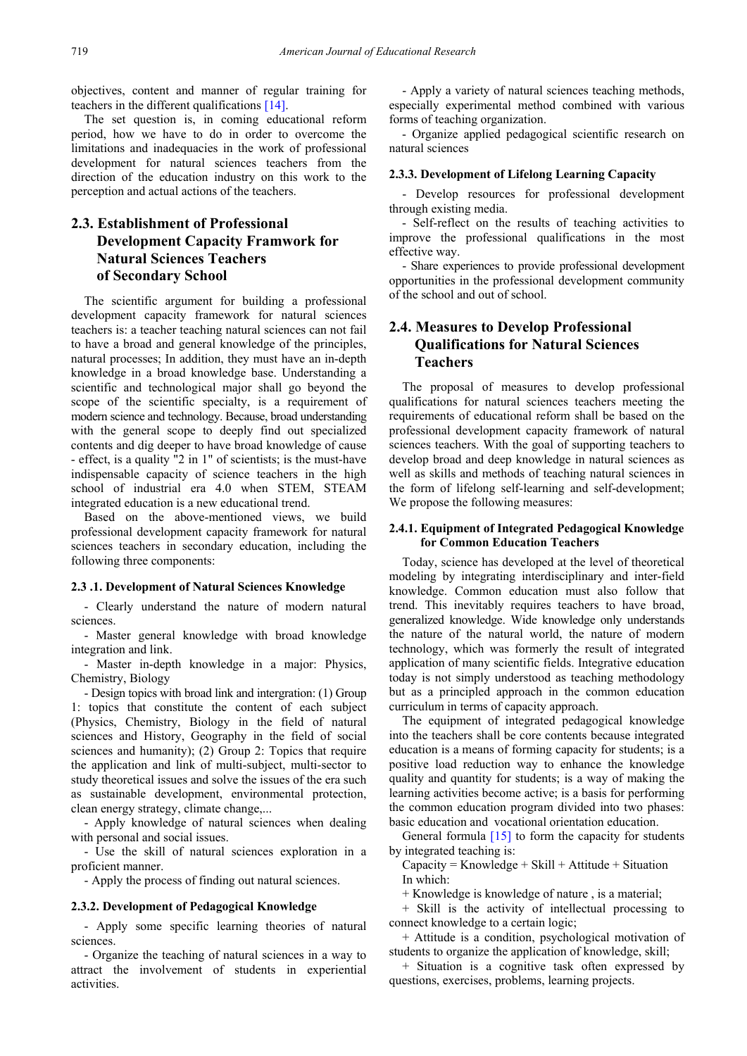objectives, content and manner of regular training for teachers in the different qualifications [14].

The set question is, in coming educational reform period, how we have to do in order to overcome the limitations and inadequacies in the work of professional development for natural sciences teachers from the direction of the education industry on this work to the perception and actual actions of the teachers.

## 2.3. Establishment of Professional Development Capacity Framwork for Natural Sciences Teachers of Secondary School

The scientific argument for building a professional development capacity framework for natural sciences teachers is: a teacher teaching natural sciences can not fail to have a broad and general knowledge of the principles, natural processes; In addition, they must have an in-depth knowledge in a broad knowledge base. Understanding a scientific and technological major shall go beyond the scope of the scientific specialty, is a requirement of modern science and technology. Because, broad understanding with the general scope to deeply find out specialized contents and dig deeper to have broad knowledge of cause - effect, is a quality "2 in 1" of scientists; is the must-have indispensable capacity of science teachers in the high school of industrial era 4.0 when STEM, STEAM integrated education is a new educational trend.

Based on the above-mentioned views, we build professional development capacity framework for natural sciences teachers in secondary education, including the following three components:

### 2.3 .1. Development of Natural Sciences Knowledge

- Clearly understand the nature of modern natural sciences.
- Master general knowledge with broad knowledge integration and link.
- Master in-depth knowledge in a major: Physics, Chemistry, Biology
- Design topics with broad link and intergration: (1) Group 1: topics that constitute the content of each subject (Physics, Chemistry, Biology in the field of natural sciences and History, Geography in the field of social sciences and humanity); (2) Group 2: Topics that require the application and link of multi-subject, multi-sector to study theoretical issues and solve the issues of the era such as sustainable development, environmental protection, clean energy strategy, climate change,...
- Apply knowledge of natural sciences when dealing with personal and social issues.
- Use the skill of natural sciences exploration in a proficient manner.
- Apply the process of finding out natural sciences.

### 2.3.2. Development of Pedagogical Knowledge

- Apply some specific learning theories of natural sciences.
- Organize the teaching of natural sciences in a way to attract the involvement of students in experiential activities.
- Apply a variety of natural sciences teaching methods, especially experimental method combined with various forms of teaching organization.
- Organize applied pedagogical scientific research on natural sciences

### 2.3.3. Development of Lifelong Learning Capacity

- Develop resources for professional development through existing media.
- Self-reflect on the results of teaching activities to improve the professional qualifications in the most effective way.
- Share experiences to provide professional development opportunities in the professional development community of the school and out of school.

## 2.4. Measures to Develop Professional Qualifications for Natural Sciences Teachers

The proposal of measures to develop professional qualifications for natural sciences teachers meeting the requirements of educational reform shall be based on the professional development capacity framework of natural sciences teachers. With the goal of supporting teachers to develop broad and deep knowledge in natural sciences as well as skills and methods of teaching natural sciences in the form of lifelong self-learning and self-development; We propose the following measures:

### 2.4.1. Equipment of Integrated Pedagogical Knowledge for Common Education Teachers

Today, science has developed at the level of theoretical modeling by integrating interdisciplinary and inter-field knowledge. Common education must also follow that trend. This inevitably requires teachers to have broad, generalized knowledge. Wide knowledge only understands the nature of the natural world, the nature of modern technology, which was formerly the result of integrated application of many scientific fields. Integrative education today is not simply understood as teaching methodology but as a principled approach in the common education curriculum in terms of capacity approach.

The equipment of integrated pedagogical knowledge into the teachers shall be core contents because integrated education is a means of forming capacity for students; is a positive load reduction way to enhance the knowledge quality and quantity for students; is a way of making the learning activities become active; is a basis for performing the common education program divided into two phases: basic education and vocational orientation education.

General formula [15] to form the capacity for students by integrated teaching is:

Capacity = Knowledge + Skill + Attitude + Situation

In which:

+ Knowledge is knowledge of nature , is a material;

+ Skill is the activity of intellectual processing to connect knowledge to a certain logic;

+ Attitude is a condition, psychological motivation of students to organize the application of knowledge, skill;

+ Situation is a cognitive task often expressed by questions, exercises, problems, learning projects.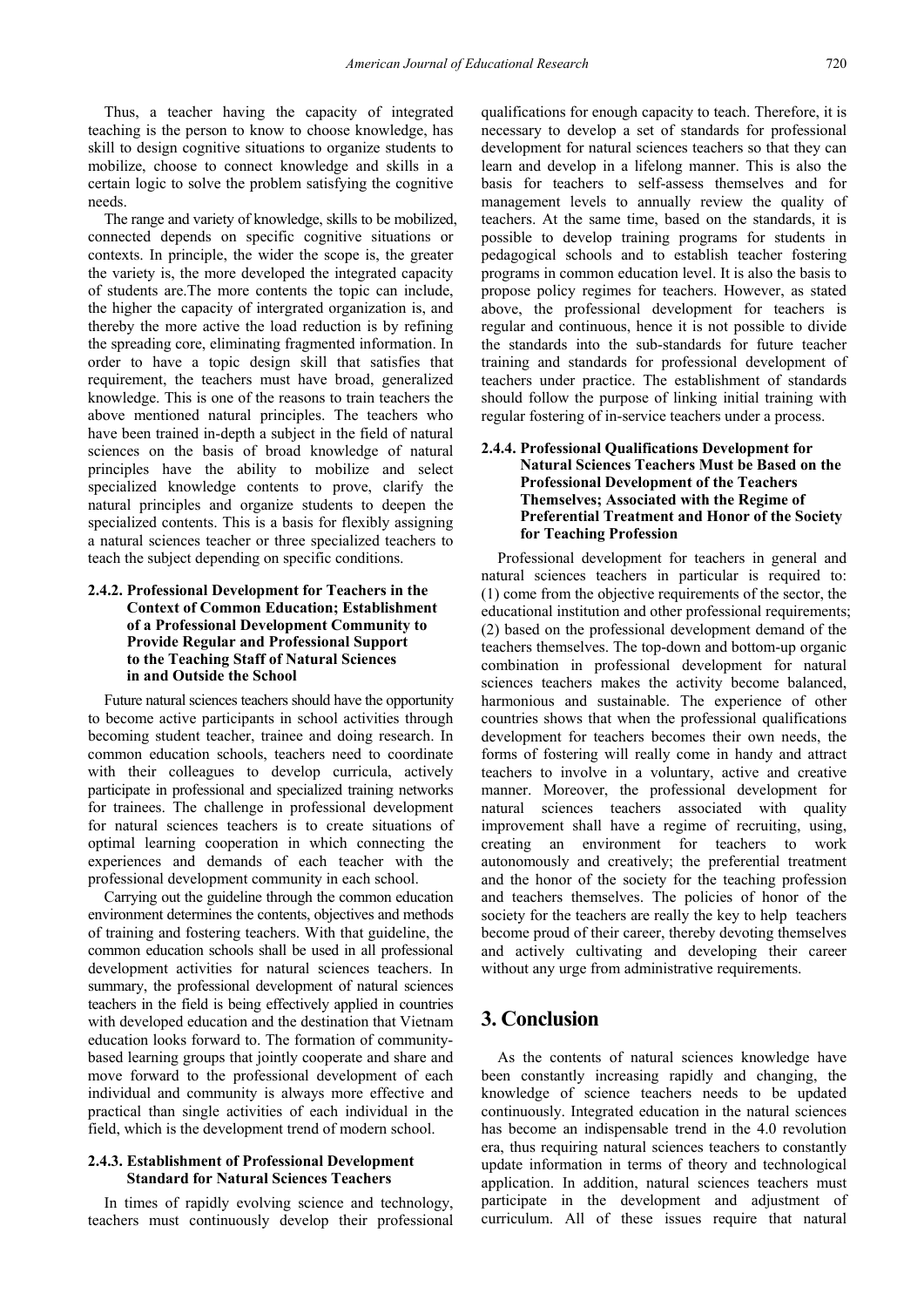Thus, a teacher having the capacity of integrated teaching is the person to know to choose knowledge, has skill to design cognitive situations to organize students to mobilize, choose to connect knowledge and skills in a certain logic to solve the problem satisfying the cognitive needs.

The range and variety of knowledge, skills to be mobilized, connected depends on specific cognitive situations or contexts. In principle, the wider the scope is, the greater the variety is, the more developed the integrated capacity of students are.The more contents the topic can include, the higher the capacity of intergrated organization is, and thereby the more active the load reduction is by refining the spreading core, eliminating fragmented information. In order to have a topic design skill that satisfies that requirement, the teachers must have broad, generalized knowledge. This is one of the reasons to train teachers the above mentioned natural principles. The teachers who have been trained in-depth a subject in the field of natural sciences on the basis of broad knowledge of natural principles have the ability to mobilize and select specialized knowledge contents to prove, clarify the natural principles and organize students to deepen the specialized contents. This is a basis for flexibly assigning a natural sciences teacher or three specialized teachers to teach the subject depending on specific conditions.

#### 2.4.2. Professional Development for Teachers in the Context of Common Education; Establishment of a Professional Development Community to Provide Regular and Professional Support to the Teaching Staff of Natural Sciences in and Outside the School

Future natural sciences teachers should have the opportunity to become active participants in school activities through becoming student teacher, trainee and doing research. In common education schools, teachers need to coordinate with their colleagues to develop curricula, actively participate in professional and specialized training networks for trainees. The challenge in professional development for natural sciences teachers is to create situations of optimal learning cooperation in which connecting the experiences and demands of each teacher with the professional development community in each school.

Carrying out the guideline through the common education environment determines the contents, objectives and methods of training and fostering teachers. With that guideline, the common education schools shall be used in all professional development activities for natural sciences teachers. In summary, the professional development of natural sciences teachers in the field is being effectively applied in countries with developed education and the destination that Vietnam education looks forward to. The formation of community-based learning groups that jointly cooperate and share and move forward to the professional development of each individual and community is always more effective and practical than single activities of each individual in the field, which is the development trend of modern school.

#### 2.4.3. Establishment of Professional Development Standard for Natural Sciences Teachers

In times of rapidly evolving science and technology, teachers must continuously develop their professional qualifications for enough capacity to teach. Therefore, it is necessary to develop a set of standards for professional development for natural sciences teachers so that they can learn and develop in a lifelong manner. This is also the basis for teachers to self-assess themselves and for management levels to annually review the quality of teachers. At the same time, based on the standards, it is possible to develop training programs for students in pedagogical schools and to establish teacher fostering programs in common education level. It is also the basis to propose policy regimes for teachers. However, as stated above, the professional development for teachers is regular and continuous, hence it is not possible to divide the standards into the sub-standards for future teacher training and standards for professional development of teachers under practice. The establishment of standards should follow the purpose of linking initial training with regular fostering of in-service teachers under a process.

#### 2.4.4. Professional Qualifications Development for Natural Sciences Teachers Must be Based on the Professional Development of the Teachers Themselves; Associated with the Regime of Preferential Treatment and Honor of the Society for Teaching Profession

Professional development for teachers in general and natural sciences teachers in particular is required to: (1) come from the objective requirements of the sector, the educational institution and other professional requirements; (2) based on the professional development demand of the teachers themselves. The top-down and bottom-up organic combination in professional development for natural sciences teachers makes the activity become balanced, harmonious and sustainable. The experience of other countries shows that when the professional qualifications development for teachers becomes their own needs, the forms of fostering will really come in handy and attract teachers to involve in a voluntary, active and creative manner. Moreover, the professional development for natural sciences teachers associated with quality improvement shall have a regime of recruiting, using, creating an environment for teachers to work autonomously and creatively; the preferential treatment and the honor of the society for the teaching profession and teachers themselves. The policies of honor of the society for the teachers are really the key to help teachers become proud of their career, thereby devoting themselves and actively cultivating and developing their career without any urge from administrative requirements.

## 3. Conclusion

As the contents of natural sciences knowledge have been constantly increasing rapidly and changing, the knowledge of science teachers needs to be updated continuously. Integrated education in the natural sciences has become an indispensable trend in the 4.0 revolution era, thus requiring natural sciences teachers to constantly update information in terms of theory and technological application. In addition, natural sciences teachers must participate in the development and adjustment of curriculum. All of these issues require that natural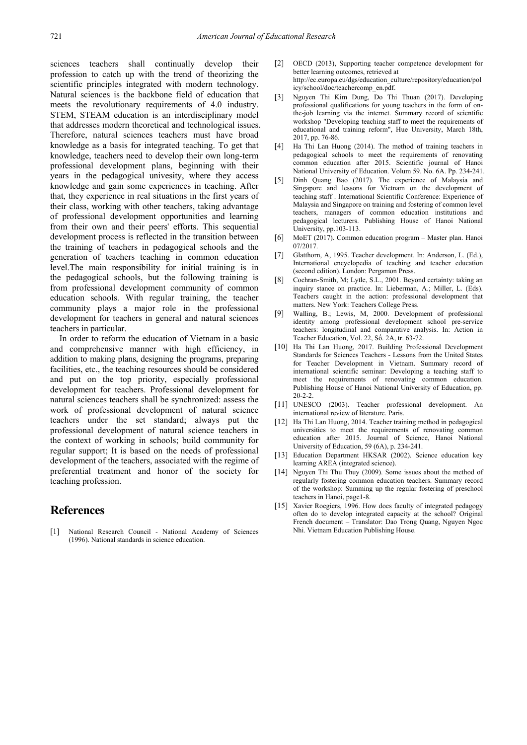sciences teachers shall continually develop their profession to catch up with the trend of theorizing the scientific principles integrated with modern technology. Natural sciences is the backbone field of education that meets the revolutionary requirements of 4.0 industry. STEM, STEAM education is an interdisciplinary model that addresses modern theoretical and technological issues. Therefore, natural sciences teachers must have broad knowledge as a basis for integrated teaching. To get that knowledge, teachers need to develop their own long-term professional development plans, beginning with their years in the pedagogical univesity, where they access knowledge and gain some experiences in teaching. After that, they experience in real situations in the first years of their class, working with other teachers, taking advantage of professional development opportunities and learning from their own and their peers' efforts. This sequential development process is reflected in the transition between the training of teachers in pedagogical schools and the generation of teachers teaching in common education level.The main responsibility for initial training is in the pedagogical schools, but the following training is from professional development community of common education schools. With regular training, the teacher community plays a major role in the professional development for teachers in general and natural sciences teachers in particular.

In order to reform the education of Vietnam in a basic and comprehensive manner with high efficiency, in addition to making plans, designing the programs, preparing facilities, etc., the teaching resources should be considered and put on the top priority, especially professional development for teachers. Professional development for natural sciences teachers shall be synchronized: assess the work of professional development of natural science teachers under the set standard; always put the professional development of natural science teachers in the context of working in schools; build community for regular support; It is based on the needs of professional development of the teachers, associated with the regime of preferential treatment and honor of the society for teaching profession.

## References

[1] National Research Council - National Academy of Sciences (1996). National standards in science education.

[2] OECD (2013), Supporting teacher competence development for better learning outcomes, retrieved at http://ec.europa.eu/dgs/education_culture/repository/education/policy/school/doc/teachercomp_en.pdf.

[3] Nguyen Thi Kim Dung, Do Thi Thuan (2017). Developing professional qualifications for young teachers in the form of on-the-job learning via the internet. Summary record of scientific workshop "Developing teaching staff to meet the requirements of educational and training reform", Hue University, March 18th, 2017, pp. 76-86.

[4] Ha Thi Lan Huong (2014). The method of training teachers in pedagogical schools to meet the requirements of renovating common education after 2015. Scientific journal of Hanoi National University of Education. Volum 59. No. 6A. Pp. 234-241.

[5] Dinh Quang Bao (2017). The experience of Malaysia and Singapore and lessons for Vietnam on the development of teaching staff . International Scientific Conference: Experience of Malaysia and Singapore on training and fostering of common level teachers, managers of common education institutions and pedagogical lecturers. Publishing House of Hanoi National University, pp.103-113.

[6] MoET (2017). Common education program – Master plan. Hanoi 07/2017.

[7] Glatthorn, A, 1995. Teacher development. In: Anderson, L. (Ed.), International encyclopedia of teaching and teacher education (second edition). London: Pergamon Press.

[8] Cochran-Smith, M; Lytle, S.L., 2001. Beyond certainty: taking an inquiry stance on practice. In: Lieberman, A.; Miller, L. (Eds). Teachers caught in the action: professional development that matters. New York: Teachers College Press.

[9] Walling, B.; Lewis, M, 2000. Development of professional identity among professional development school pre-service teachers: longitudinal and comparative analysis. In: Action in Teacher Education, Vol. 22, Số. 2A, tr. 63-72.

[10] Ha Thi Lan Huong, 2017. Building Professional Development Standards for Sciences Teachers - Lessons from the United States for Teacher Development in Vietnam. Summary record of international scientific seminar: Developing a teaching staff to meet the requirements of renovating common education. Publishing House of Hanoi National University of Education, pp. 20-2-2.

[11] UNESCO (2003). Teacher professional development. An international review of literature. Paris.

[12] Ha Thi Lan Huong, 2014. Teacher training method in pedagogical universities to meet the requirements of renovating common education after 2015. Journal of Science, Hanoi National University of Education, 59 (6A), p. 234-241.

[13] Education Department HKSAR (2002). Science education key learning AREA (integrated science).

[14] Nguyen Thi Thu Thuy (2009). Some issues about the method of regularly fostering common education teachers. Summary record of the workshop: Summing up the regular fostering of preschool teachers in Hanoi, page1-8.

[15] Xavier Roegiers, 1996. How does faculty of integrated pedagogy often do to develop integrated capacity at the school? Original French document – Translator: Dao Trong Quang, Nguyen Ngoc Nhi. Vietnam Education Publishing House.